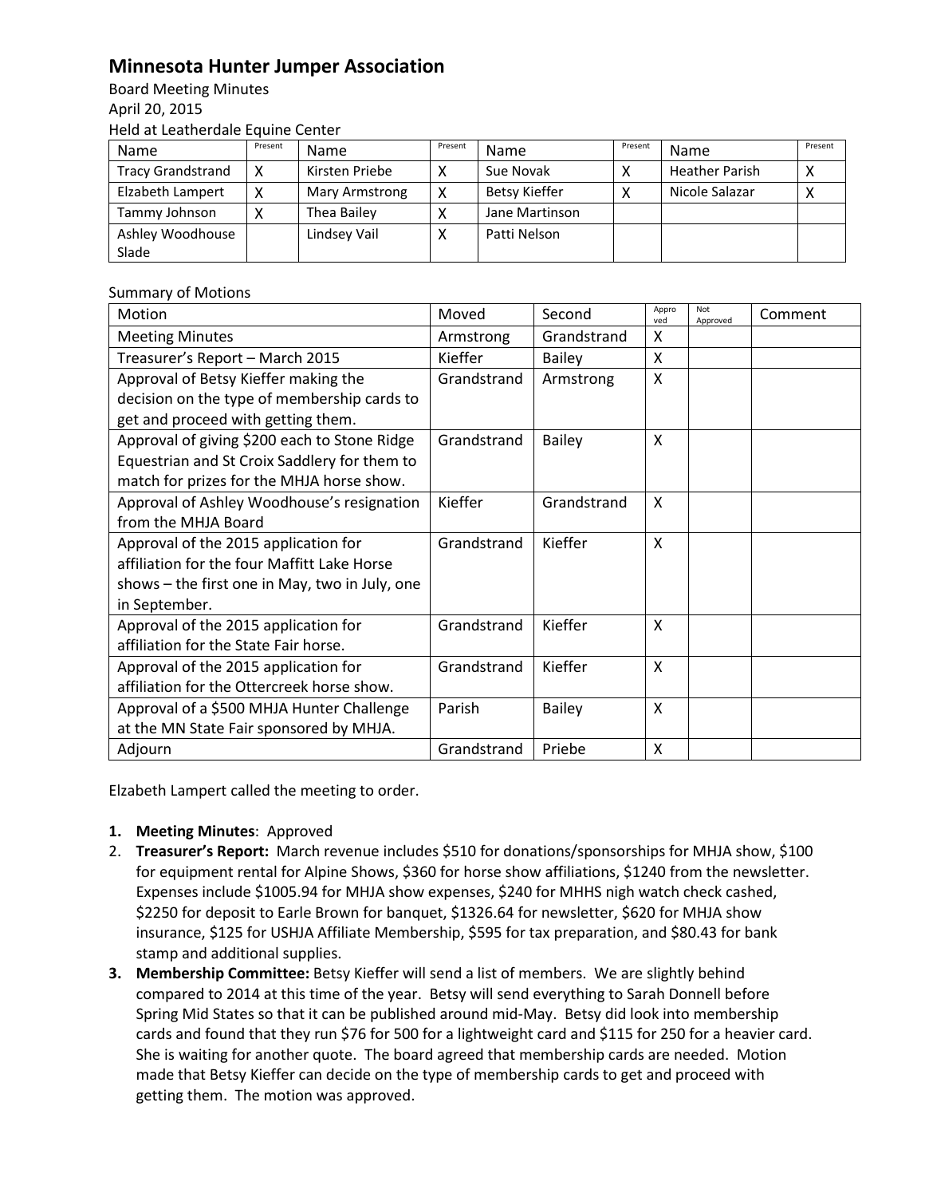# Minnesota Hunter Jumper Association

Board Meeting Minutes
April 20, 2015
Held at Leatherdale Equine Center

| Name | Present | Name | Present | Name | Present | Name | Present |
|---|---|---|---|---|---|---|---|
| Tracy Grandstrand | X | Kirsten Priebe | X | Sue Novak | X | Heather Parish | X |
| Elizabeth Lampert | X | Mary Armstrong | X | Betsy Kieffer | X | Nicole Salazar | X |
| Tammy Johnson | X | Thea Bailey | X | Jane Martinson | | | |
| Ashley Woodhouse Slade | | Lindsey Vail | X | Patti Nelson | | | |

Summary of Motions

| Motion | Moved | Second | Approved | Not Approved | Comment |
|---|---|---|---|---|---|
| Meeting Minutes | Armstrong | Grandstrand | X | | |
| Treasurer's Report – March 2015 | Kieffer | Bailey | X | | |
| Approval of Betsy Kieffer making the decision on the type of membership cards to get and proceed with getting them. | Grandstrand | Armstrong | X | | |
| Approval of giving $200 each to Stone Ridge Equestrian and St Croix Saddlery for them to match for prizes for the MHJA horse show. | Grandstrand | Bailey | X | | |
| Approval of Ashley Woodhouse's resignation from the MHJA Board | Kieffer | Grandstrand | X | | |
| Approval of the 2015 application for affiliation for the four Maffitt Lake Horse shows – the first one in May, two in July, one in September. | Grandstrand | Kieffer | X | | |
| Approval of the 2015 application for affiliation for the State Fair horse. | Grandstrand | Kieffer | X | | |
| Approval of the 2015 application for affiliation for the Ottercreek horse show. | Grandstrand | Kieffer | X | | |
| Approval of a $500 MHJA Hunter Challenge at the MN State Fair sponsored by MHJA. | Parish | Bailey | X | | |
| Adjourn | Grandstrand | Priebe | X | | |

Elzabeth Lampert called the meeting to order.

1. **Meeting Minutes**: Approved
2. **Treasurer's Report:** March revenue includes $510 for donations/sponsorships for MHJA show, $100 for equipment rental for Alpine Shows, $360 for horse show affiliations, $1240 from the newsletter. Expenses include $1005.94 for MHJA show expenses, $240 for MHHS nigh watch check cashed, $2250 for deposit to Earle Brown for banquet, $1326.64 for newsletter, $620 for MHJA show insurance, $125 for USHJA Affiliate Membership, $595 for tax preparation, and $80.43 for bank stamp and additional supplies.
3. **Membership Committee:** Betsy Kieffer will send a list of members. We are slightly behind compared to 2014 at this time of the year. Betsy will send everything to Sarah Donnell before Spring Mid States so that it can be published around mid-May. Betsy did look into membership cards and found that they run $76 for 500 for a lightweight card and $115 for 250 for a heavier card. She is waiting for another quote. The board agreed that membership cards are needed. Motion made that Betsy Kieffer can decide on the type of membership cards to get and proceed with getting them. The motion was approved.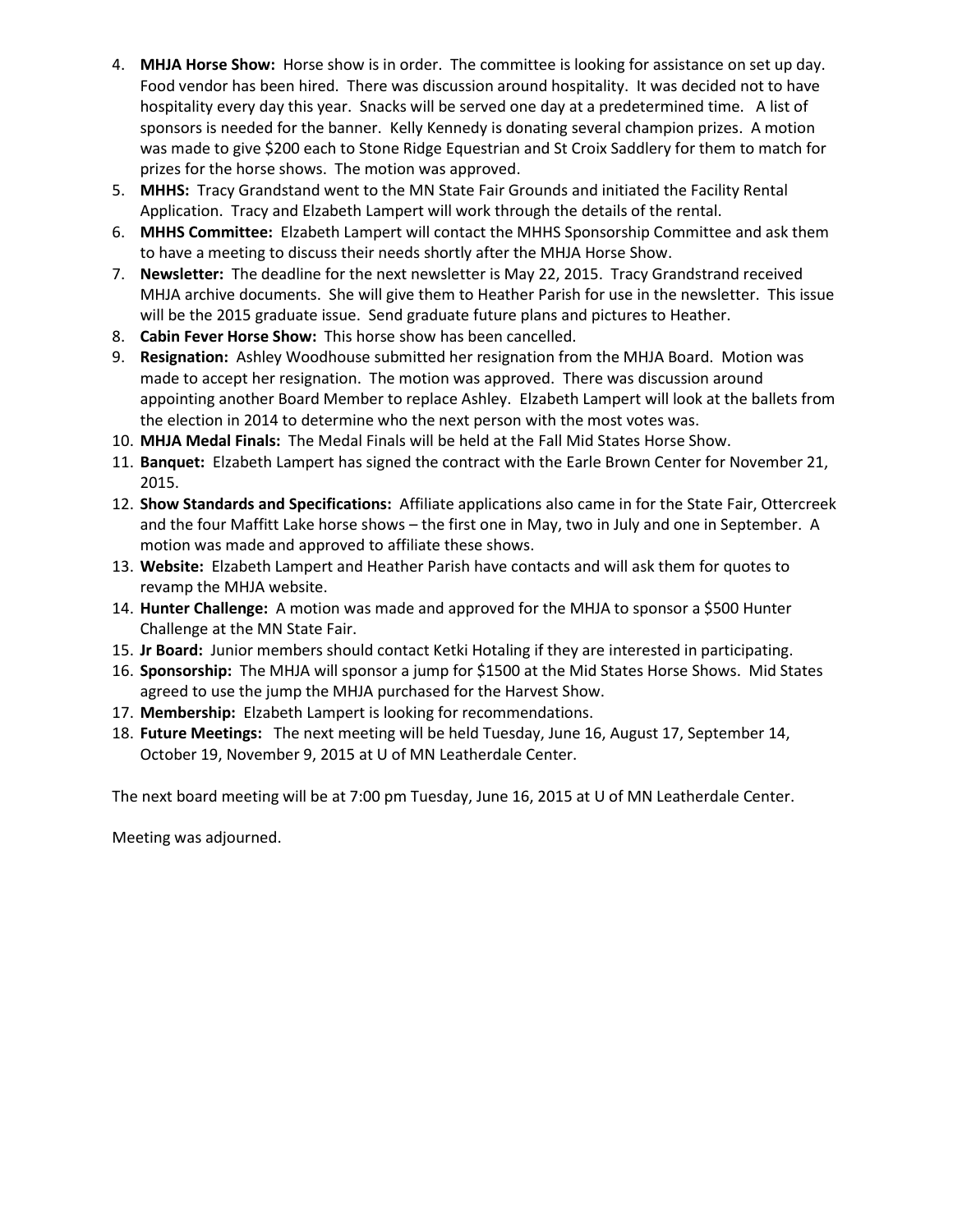4. **MHJA Horse Show:** Horse show is in order. The committee is looking for assistance on set up day. Food vendor has been hired. There was discussion around hospitality. It was decided not to have hospitality every day this year. Snacks will be served one day at a predetermined time. A list of sponsors is needed for the banner. Kelly Kennedy is donating several champion prizes. A motion was made to give $200 each to Stone Ridge Equestrian and St Croix Saddlery for them to match for prizes for the horse shows. The motion was approved.
5. **MHHS:** Tracy Grandstand went to the MN State Fair Grounds and initiated the Facility Rental Application. Tracy and Elzabeth Lampert will work through the details of the rental.
6. **MHHS Committee:** Elzabeth Lampert will contact the MHHS Sponsorship Committee and ask them to have a meeting to discuss their needs shortly after the MHJA Horse Show.
7. **Newsletter:** The deadline for the next newsletter is May 22, 2015. Tracy Grandstrand received MHJA archive documents. She will give them to Heather Parish for use in the newsletter. This issue will be the 2015 graduate issue. Send graduate future plans and pictures to Heather.
8. **Cabin Fever Horse Show:** This horse show has been cancelled.
9. **Resignation:** Ashley Woodhouse submitted her resignation from the MHJA Board. Motion was made to accept her resignation. The motion was approved. There was discussion around appointing another Board Member to replace Ashley. Elzabeth Lampert will look at the ballets from the election in 2014 to determine who the next person with the most votes was.
10. **MHJA Medal Finals:** The Medal Finals will be held at the Fall Mid States Horse Show.
11. **Banquet:** Elzabeth Lampert has signed the contract with the Earle Brown Center for November 21, 2015.
12. **Show Standards and Specifications:** Affiliate applications also came in for the State Fair, Ottercreek and the four Maffitt Lake horse shows – the first one in May, two in July and one in September. A motion was made and approved to affiliate these shows.
13. **Website:** Elzabeth Lampert and Heather Parish have contacts and will ask them for quotes to revamp the MHJA website.
14. **Hunter Challenge:** A motion was made and approved for the MHJA to sponsor a $500 Hunter Challenge at the MN State Fair.
15. **Jr Board:** Junior members should contact Ketki Hotaling if they are interested in participating.
16. **Sponsorship:** The MHJA will sponsor a jump for $1500 at the Mid States Horse Shows. Mid States agreed to use the jump the MHJA purchased for the Harvest Show.
17. **Membership:** Elzabeth Lampert is looking for recommendations.
18. **Future Meetings:** The next meeting will be held Tuesday, June 16, August 17, September 14, October 19, November 9, 2015 at U of MN Leatherdale Center.

The next board meeting will be at 7:00 pm Tuesday, June 16, 2015 at U of MN Leatherdale Center.

Meeting was adjourned.